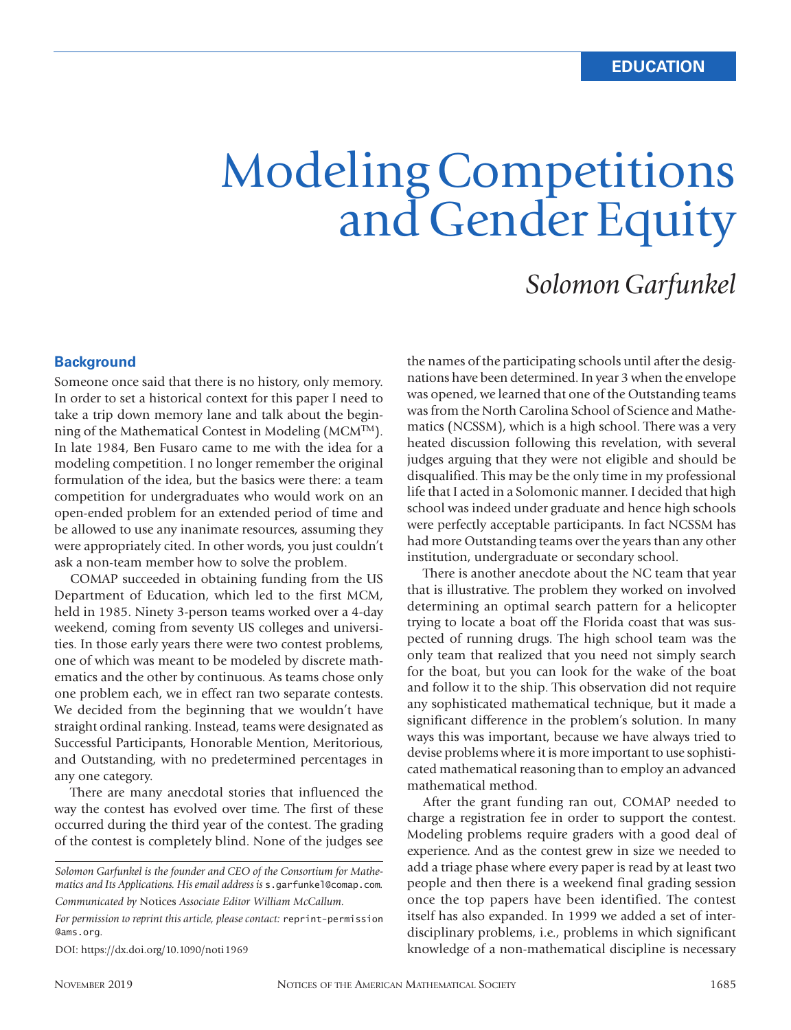EDUCATION

# Modeling Competitions and Gender Equity

## *Solomon Garfunkel*

### Background

Someone once said that there is no history, only memory. In order to set a historical context for this paper I need to take a trip down memory lane and talk about the beginning of the Mathematical Contest in Modeling (MCM™). In late 1984, Ben Fusaro came to me with the idea for a modeling competition. I no longer remember the original formulation of the idea, but the basics were there: a team competition for undergraduates who would work on an open-ended problem for an extended period of time and be allowed to use any inanimate resources, assuming they were appropriately cited. In other words, you just couldn't ask a non-team member how to solve the problem.

COMAP succeeded in obtaining funding from the US Department of Education, which led to the first MCM, held in 1985. Ninety 3-person teams worked over a 4-day weekend, coming from seventy US colleges and universities. In those early years there were two contest problems, one of which was meant to be modeled by discrete mathematics and the other by continuous. As teams chose only one problem each, we in effect ran two separate contests. We decided from the beginning that we wouldn't have straight ordinal ranking. Instead, teams were designated as Successful Participants, Honorable Mention, Meritorious, and Outstanding, with no predetermined percentages in any one category.

There are many anecdotal stories that influenced the way the contest has evolved over time. The first of these occurred during the third year of the contest. The grading of the contest is completely blind. None of the judges see the names of the participating schools until after the designations have been determined. In year 3 when the envelope was opened, we learned that one of the Outstanding teams was from the North Carolina School of Science and Mathematics (NCSSM), which is a high school. There was a very heated discussion following this revelation, with several judges arguing that they were not eligible and should be disqualified. This may be the only time in my professional life that I acted in a Solomonic manner. I decided that high school was indeed under graduate and hence high schools were perfectly acceptable participants. In fact NCSSM has had more Outstanding teams over the years than any other institution, undergraduate or secondary school.

There is another anecdote about the NC team that year that is illustrative. The problem they worked on involved determining an optimal search pattern for a helicopter trying to locate a boat off the Florida coast that was suspected of running drugs. The high school team was the only team that realized that you need not simply search for the boat, but you can look for the wake of the boat and follow it to the ship. This observation did not require any sophisticated mathematical technique, but it made a significant difference in the problem's solution. In many ways this was important, because we have always tried to devise problems where it is more important to use sophisticated mathematical reasoning than to employ an advanced mathematical method.

After the grant funding ran out, COMAP needed to charge a registration fee in order to support the contest. Modeling problems require graders with a good deal of experience. And as the contest grew in size we needed to add a triage phase where every paper is read by at least two people and then there is a weekend final grading session once the top papers have been identified. The contest itself has also expanded. In 1999 we added a set of interdisciplinary problems, i.e., problems in which significant knowledge of a non-mathematical discipline is necessary

---

*Solomon Garfunkel is the founder and CEO of the Consortium for Mathematics and Its Applications. His email address is* s.garfunkel@comap.com.

*Communicated by* Notices *Associate Editor William McCallum.*

*For permission to reprint this article, please contact:* reprint-permission@ams.org.

DOI: https://dx.doi.org/10.1090/noti1969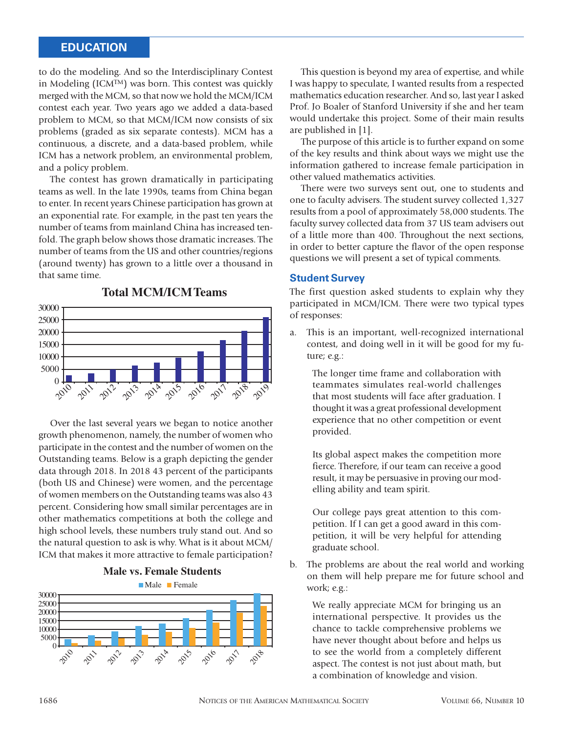to do the modeling. And so the Interdisciplinary Contest in Modeling (ICM™) was born. This contest was quickly merged with the MCM, so that now we hold the MCM/ICM contest each year. Two years ago we added a data-based problem to MCM, so that MCM/ICM now consists of six problems (graded as six separate contests). MCM has a continuous, a discrete, and a data-based problem, while ICM has a network problem, an environmental problem, and a policy problem.

The contest has grown dramatically in participating teams as well. In the late 1990s, teams from China began to enter. In recent years Chinese participation has grown at an exponential rate. For example, in the past ten years the number of teams from mainland China has increased tenfold. The graph below shows those dramatic increases. The number of teams from the US and other countries/regions (around twenty) has grown to a little over a thousand in that same time.

**Total MCM/ICM Teams**

Over the last several years we began to notice another growth phenomenon, namely, the number of women who participate in the contest and the number of women on the Outstanding teams. Below is a graph depicting the gender data through 2018. In 2018 43 percent of the participants (both US and Chinese) were women, and the percentage of women members on the Outstanding teams was also 43 percent. Considering how small similar percentages are in other mathematics competitions at both the college and high school levels, these numbers truly stand out. And so the natural question to ask is why. What is it about MCM/ICM that makes it more attractive to female participation?

**Male vs. Female Students**

This question is beyond my area of expertise, and while I was happy to speculate, I wanted results from a respected mathematics education researcher. And so, last year I asked Prof. Jo Boaler of Stanford University if she and her team would undertake this project. Some of their main results are published in [1].

The purpose of this article is to further expand on some of the key results and think about ways we might use the information gathered to increase female participation in other valued mathematics activities.

There were two surveys sent out, one to students and one to faculty advisers. The student survey collected 1,327 results from a pool of approximately 58,000 students. The faculty survey collected data from 37 US team advisers out of a little more than 400. Throughout the next sections, in order to better capture the flavor of the open response questions we will present a set of typical comments.

## Student Survey

The first question asked students to explain why they participated in MCM/ICM. There were two typical types of responses:

a. This is an important, well-recognized international contest, and doing well in it will be good for my future; e.g.:

> The longer time frame and collaboration with teammates simulates real-world challenges that most students will face after graduation. I thought it was a great professional development experience that no other competition or event provided.
>
> Its global aspect makes the competition more fierce. Therefore, if our team can receive a good result, it may be persuasive in proving our modelling ability and team spirit.
>
> Our college pays great attention to this competition. If I can get a good award in this competition, it will be very helpful for attending graduate school.

b. The problems are about the real world and working on them will help prepare me for future school and work; e.g.:

> We really appreciate MCM for bringing us an international perspective. It provides us the chance to tackle comprehensive problems we have never thought about before and helps us to see the world from a completely different aspect. The contest is not just about math, but a combination of knowledge and vision.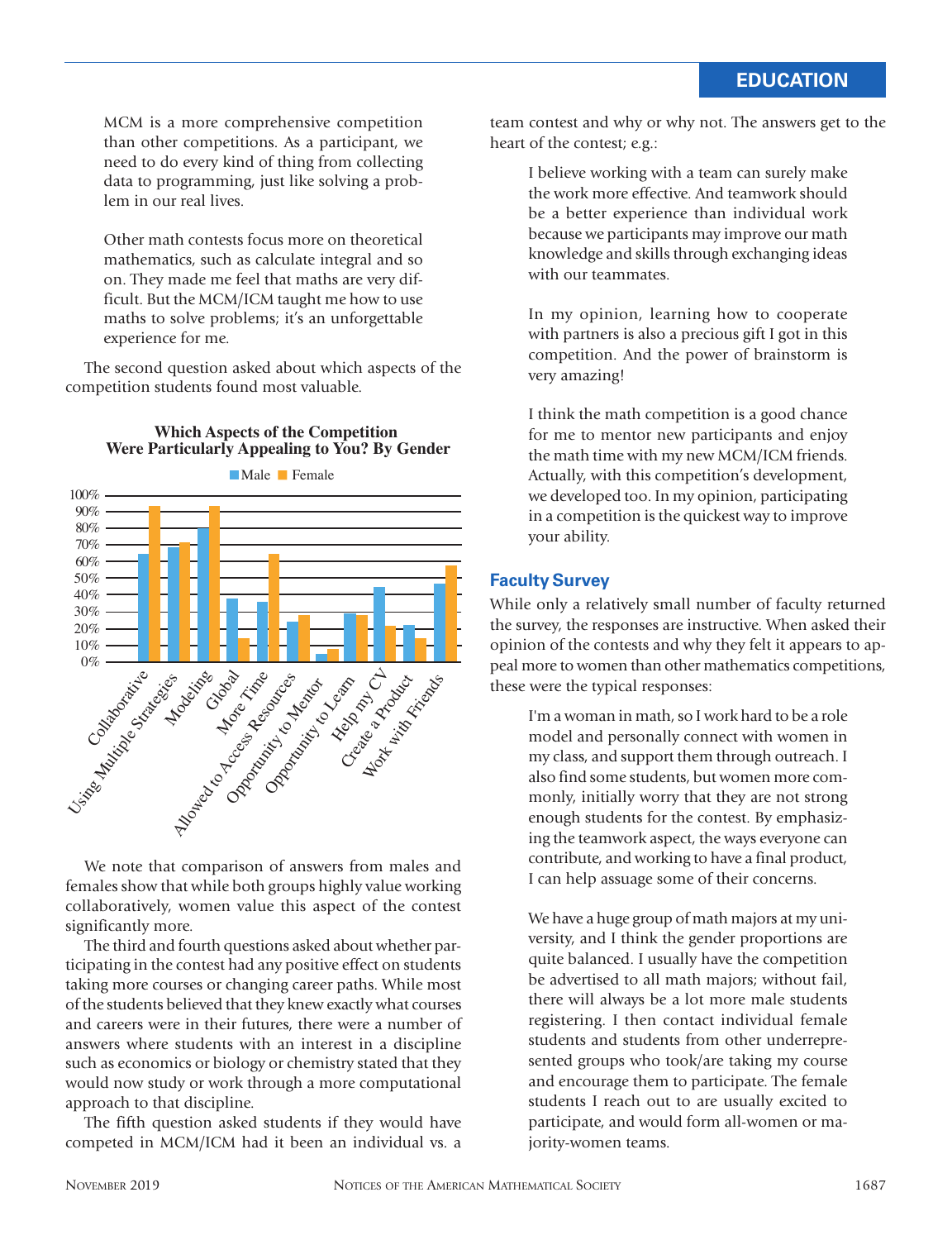MCM is a more comprehensive competition than other competitions. As a participant, we need to do every kind of thing from collecting data to programming, just like solving a problem in our real lives.

Other math contests focus more on theoretical mathematics, such as calculate integral and so on. They made me feel that maths are very difficult. But the MCM/ICM taught me how to use maths to solve problems; it's an unforgettable experience for me.

The second question asked about which aspects of the competition students found most valuable.

**Which Aspects of the Competition Were Particularly Appealing to You? By Gender**

We note that comparison of answers from males and females show that while both groups highly value working collaboratively, women value this aspect of the contest significantly more.

The third and fourth questions asked about whether participating in the contest had any positive effect on students taking more courses or changing career paths. While most of the students believed that they knew exactly what courses and careers were in their futures, there were a number of answers where students with an interest in a discipline such as economics or biology or chemistry stated that they would now study or work through a more computational approach to that discipline.

The fifth question asked students if they would have competed in MCM/ICM had it been an individual vs. a team contest and why or why not. The answers get to the heart of the contest; e.g.:

> I believe working with a team can surely make the work more effective. And teamwork should be a better experience than individual work because we participants may improve our math knowledge and skills through exchanging ideas with our teammates.

> In my opinion, learning how to cooperate with partners is also a precious gift I got in this competition. And the power of brainstorm is very amazing!

> I think the math competition is a good chance for me to mentor new participants and enjoy the math time with my new MCM/ICM friends. Actually, with this competition's development, we developed too. In my opinion, participating in a competition is the quickest way to improve your ability.

## Faculty Survey

While only a relatively small number of faculty returned the survey, the responses are instructive. When asked their opinion of the contests and why they felt it appears to appeal more to women than other mathematics competitions, these were the typical responses:

> I'm a woman in math, so I work hard to be a role model and personally connect with women in my class, and support them through outreach. I also find some students, but women more commonly, initially worry that they are not strong enough students for the contest. By emphasizing the teamwork aspect, the ways everyone can contribute, and working to have a final product, I can help assuage some of their concerns.

> We have a huge group of math majors at my university, and I think the gender proportions are quite balanced. I usually have the competition be advertised to all math majors; without fail, there will always be a lot more male students registering. I then contact individual female students and students from other underrepresented groups who took/are taking my course and encourage them to participate. The female students I reach out to are usually excited to participate, and would form all-women or majority-women teams.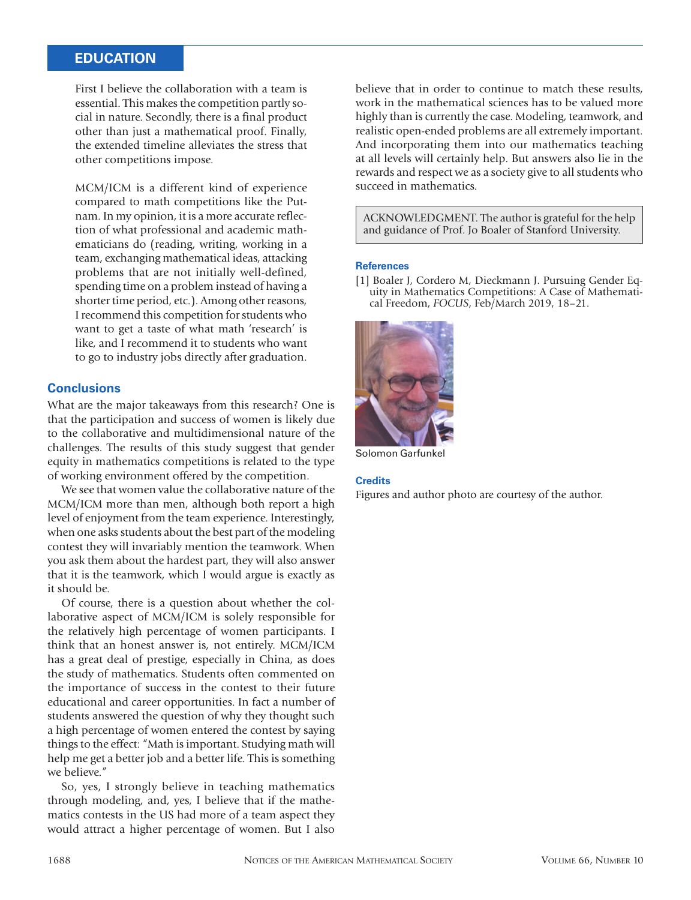First I believe the collaboration with a team is essential. This makes the competition partly social in nature. Secondly, there is a final product other than just a mathematical proof. Finally, the extended timeline alleviates the stress that other competitions impose.

MCM/ICM is a different kind of experience compared to math competitions like the Putnam. In my opinion, it is a more accurate reflection of what professional and academic mathematicians do (reading, writing, working in a team, exchanging mathematical ideas, attacking problems that are not initially well-defined, spending time on a problem instead of having a shorter time period, etc.). Among other reasons, I recommend this competition for students who want to get a taste of what math 'research' is like, and I recommend it to students who want to go to industry jobs directly after graduation.

## Conclusions

What are the major takeaways from this research? One is that the participation and success of women is likely due to the collaborative and multidimensional nature of the challenges. The results of this study suggest that gender equity in mathematics competitions is related to the type of working environment offered by the competition.

We see that women value the collaborative nature of the MCM/ICM more than men, although both report a high level of enjoyment from the team experience. Interestingly, when one asks students about the best part of the modeling contest they will invariably mention the teamwork. When you ask them about the hardest part, they will also answer that it is the teamwork, which I would argue is exactly as it should be.

Of course, there is a question about whether the collaborative aspect of MCM/ICM is solely responsible for the relatively high percentage of women participants. I think that an honest answer is, not entirely. MCM/ICM has a great deal of prestige, especially in China, as does the study of mathematics. Students often commented on the importance of success in the contest to their future educational and career opportunities. In fact a number of students answered the question of why they thought such a high percentage of women entered the contest by saying things to the effect: "Math is important. Studying math will help me get a better job and a better life. This is something we believe."

So, yes, I strongly believe in teaching mathematics through modeling, and, yes, I believe that if the mathematics contests in the US had more of a team aspect they would attract a higher percentage of women. But I also believe that in order to continue to match these results, work in the mathematical sciences has to be valued more highly than is currently the case. Modeling, teamwork, and realistic open-ended problems are all extremely important. And incorporating them into our mathematics teaching at all levels will certainly help. But answers also lie in the rewards and respect we as a society give to all students who succeed in mathematics.

ACKNOWLEDGMENT. The author is grateful for the help and guidance of Prof. Jo Boaler of Stanford University.

### References

[1] Boaler J, Cordero M, Dieckmann J. Pursuing Gender Equity in Mathematics Competitions: A Case of Mathematical Freedom, *FOCUS*, Feb/March 2019, 18–21.

Solomon Garfunkel

### Credits

Figures and author photo are courtesy of the author.